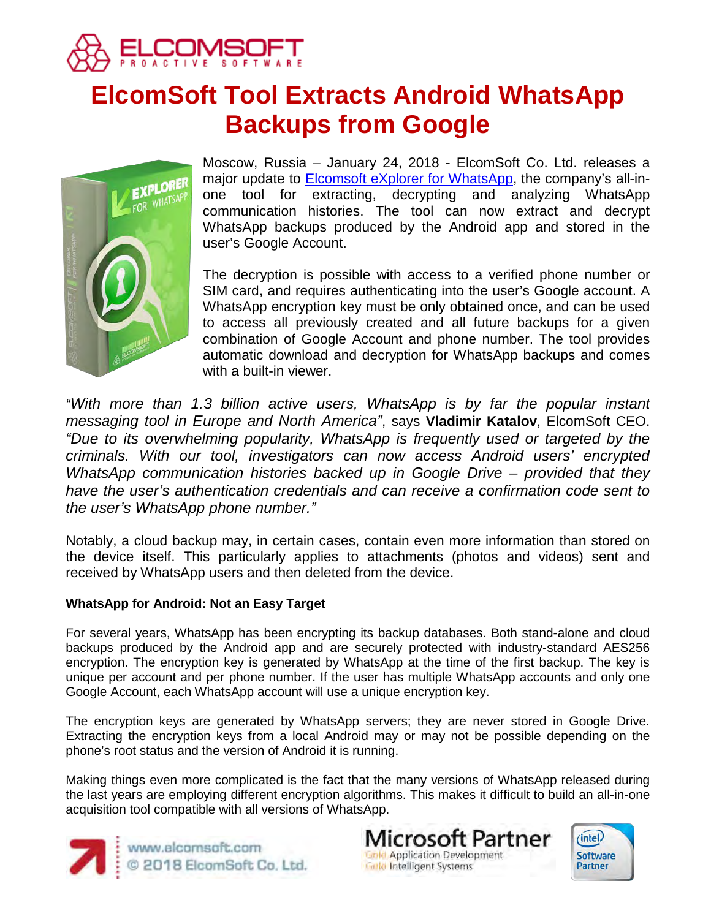# ElcomSoft Tool Extracts Android WhatsApp Backups from Google

Moscow, Russia – January 24, 2018 - ElcomSoft Co. Ltd. releases a major update to [Elcomsoft eXplorer for WhatsApp](), the company's all-in-one tool for extracting, decrypting and analyzing WhatsApp communication histories. The tool can now extract and decrypt WhatsApp backups produced by the Android app and stored in the user's Google Account.

The decryption is possible with access to a verified phone number or SIM card, and requires authenticating into the user's Google account. A WhatsApp encryption key must be only obtained once, and can be used to access all previously created and all future backups for a given combination of Google Account and phone number. The tool provides automatic download and decryption for WhatsApp backups and comes with a built-in viewer.

*"With more than 1.3 billion active users, WhatsApp is by far the popular instant messaging tool in Europe and North America"*, says **Vladimir Katalov**, ElcomSoft CEO. *"Due to its overwhelming popularity, WhatsApp is frequently used or targeted by the criminals. With our tool, investigators can now access Android users' encrypted WhatsApp communication histories backed up in Google Drive – provided that they have the user's authentication credentials and can receive a confirmation code sent to the user's WhatsApp phone number."*

Notably, a cloud backup may, in certain cases, contain even more information than stored on the device itself. This particularly applies to attachments (photos and videos) sent and received by WhatsApp users and then deleted from the device.

**WhatsApp for Android: Not an Easy Target**

For several years, WhatsApp has been encrypting its backup databases. Both stand-alone and cloud backups produced by the Android app and are securely protected with industry-standard AES256 encryption. The encryption key is generated by WhatsApp at the time of the first backup. The key is unique per account and per phone number. If the user has multiple WhatsApp accounts and only one Google Account, each WhatsApp account will use a unique encryption key.

The encryption keys are generated by WhatsApp servers; they are never stored in Google Drive. Extracting the encryption keys from a local Android may or may not be possible depending on the phone's root status and the version of Android it is running.

Making things even more complicated is the fact that the many versions of WhatsApp released during the last years are employing different encryption algorithms. This makes it difficult to build an all-in-one acquisition tool compatible with all versions of WhatsApp.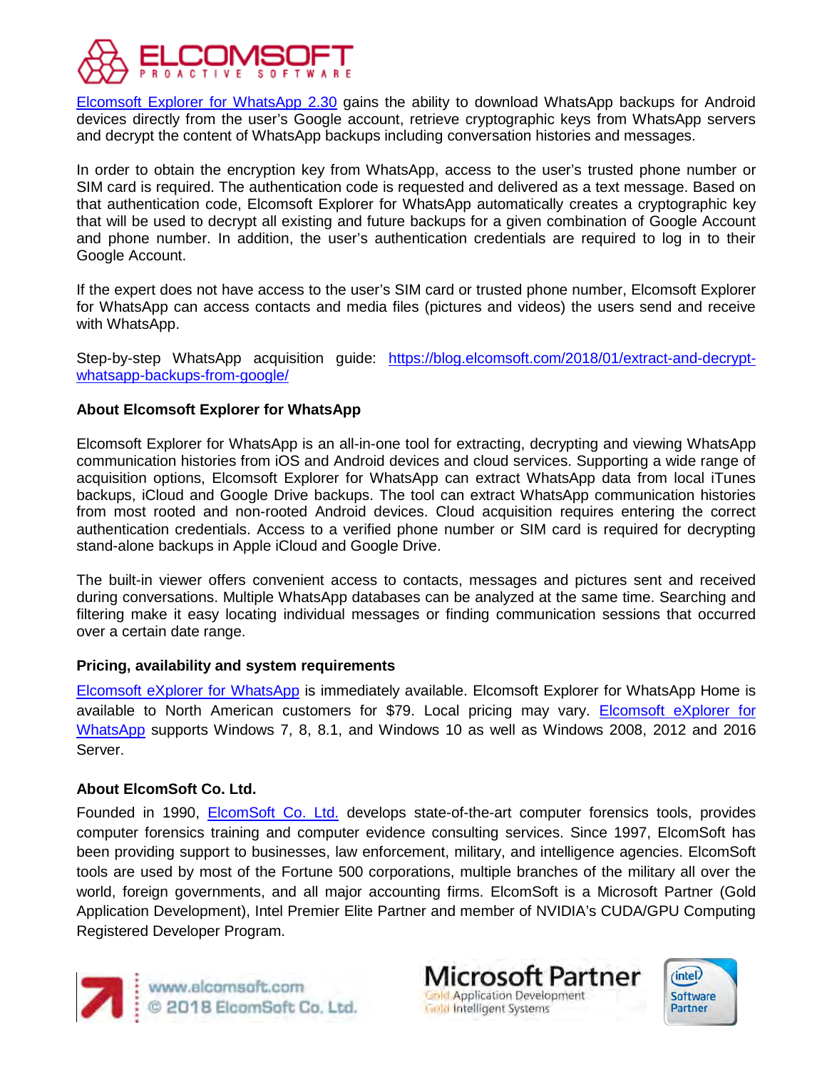Elcomsoft Explorer for WhatsApp 2.30 gains the ability to download WhatsApp backups for Android devices directly from the user's Google account, retrieve cryptographic keys from WhatsApp servers and decrypt the content of WhatsApp backups including conversation histories and messages.

In order to obtain the encryption key from WhatsApp, access to the user's trusted phone number or SIM card is required. The authentication code is requested and delivered as a text message. Based on that authentication code, Elcomsoft Explorer for WhatsApp automatically creates a cryptographic key that will be used to decrypt all existing and future backups for a given combination of Google Account and phone number. In addition, the user's authentication credentials are required to log in to their Google Account.

If the expert does not have access to the user's SIM card or trusted phone number, Elcomsoft Explorer for WhatsApp can access contacts and media files (pictures and videos) the users send and receive with WhatsApp.

Step-by-step WhatsApp acquisition guide: https://blog.elcomsoft.com/2018/01/extract-and-decrypt-whatsapp-backups-from-google/

### About Elcomsoft Explorer for WhatsApp

Elcomsoft Explorer for WhatsApp is an all-in-one tool for extracting, decrypting and viewing WhatsApp communication histories from iOS and Android devices and cloud services. Supporting a wide range of acquisition options, Elcomsoft Explorer for WhatsApp can extract WhatsApp data from local iTunes backups, iCloud and Google Drive backups. The tool can extract WhatsApp communication histories from most rooted and non-rooted Android devices. Cloud acquisition requires entering the correct authentication credentials. Access to a verified phone number or SIM card is required for decrypting stand-alone backups in Apple iCloud and Google Drive.

The built-in viewer offers convenient access to contacts, messages and pictures sent and received during conversations. Multiple WhatsApp databases can be analyzed at the same time. Searching and filtering make it easy locating individual messages or finding communication sessions that occurred over a certain date range.

### Pricing, availability and system requirements

Elcomsoft eXplorer for WhatsApp is immediately available. Elcomsoft Explorer for WhatsApp Home is available to North American customers for $79. Local pricing may vary. Elcomsoft eXplorer for WhatsApp supports Windows 7, 8, 8.1, and Windows 10 as well as Windows 2008, 2012 and 2016 Server.

### About ElcomSoft Co. Ltd.

Founded in 1990, ElcomSoft Co. Ltd. develops state-of-the-art computer forensics tools, provides computer forensics training and computer evidence consulting services. Since 1997, ElcomSoft has been providing support to businesses, law enforcement, military, and intelligence agencies. ElcomSoft tools are used by most of the Fortune 500 corporations, multiple branches of the military all over the world, foreign governments, and all major accounting firms. ElcomSoft is a Microsoft Partner (Gold Application Development), Intel Premier Elite Partner and member of NVIDIA's CUDA/GPU Computing Registered Developer Program.

www.elcomsoft.com
© 2018 ElcomSoft Co. Ltd.

Microsoft Partner
Gold Application Development
Gold Intelligent Systems

intel Software Partner